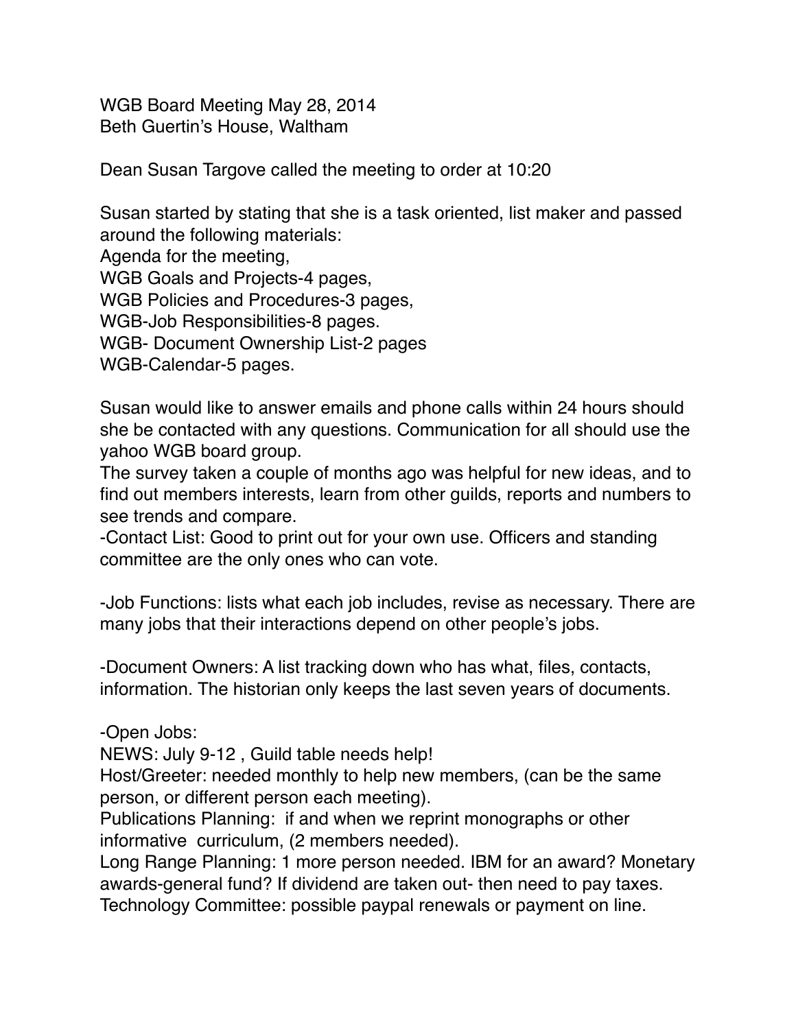WGB Board Meeting May 28, 2014
Beth Guertin's House, Waltham

Dean Susan Targove called the meeting to order at 10:20

Susan started by stating that she is a task oriented, list maker and passed around the following materials:
Agenda for the meeting,
WGB Goals and Projects-4 pages,
WGB Policies and Procedures-3 pages,
WGB-Job Responsibilities-8 pages.
WGB- Document Ownership List-2 pages
WGB-Calendar-5 pages.

Susan would like to answer emails and phone calls within 24 hours should she be contacted with any questions. Communication for all should use the yahoo WGB board group.
The survey taken a couple of months ago was helpful for new ideas, and to find out members interests, learn from other guilds, reports and numbers to see trends and compare.
-Contact List: Good to print out for your own use. Officers and standing committee are the only ones who can vote.

-Job Functions: lists what each job includes, revise as necessary. There are many jobs that their interactions depend on other people's jobs.

-Document Owners: A list tracking down who has what, files, contacts, information. The historian only keeps the last seven years of documents.

-Open Jobs:
NEWS: July 9-12 , Guild table needs help!
Host/Greeter: needed monthly to help new members, (can be the same person, or different person each meeting).
Publications Planning: if and when we reprint monographs or other informative curriculum, (2 members needed).
Long Range Planning: 1 more person needed. IBM for an award? Monetary awards-general fund? If dividend are taken out- then need to pay taxes.
Technology Committee: possible paypal renewals or payment on line.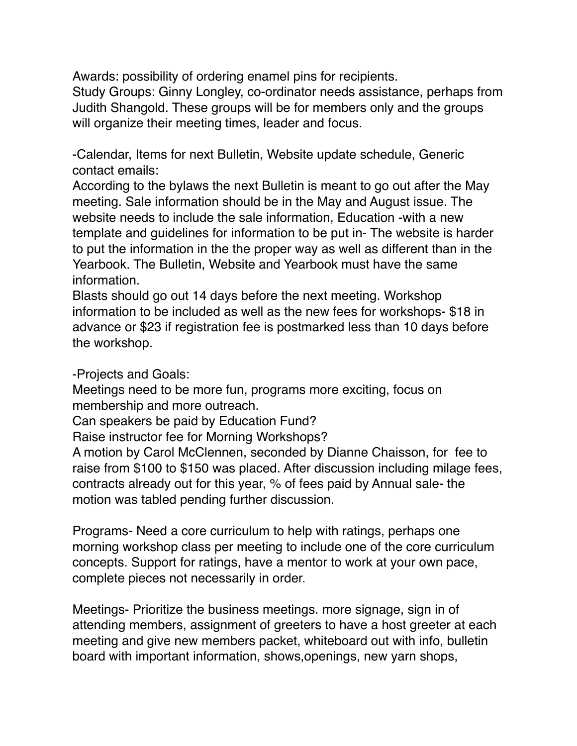Awards: possibility of ordering enamel pins for recipients.
Study Groups: Ginny Longley, co-ordinator needs assistance, perhaps from Judith Shangold. These groups will be for members only and the groups will organize their meeting times, leader and focus.

-Calendar, Items for next Bulletin, Website update schedule, Generic contact emails:
According to the bylaws the next Bulletin is meant to go out after the May meeting. Sale information should be in the May and August issue. The website needs to include the sale information, Education -with a new template and guidelines for information to be put in- The website is harder to put the information in the the proper way as well as different than in the Yearbook. The Bulletin, Website and Yearbook must have the same information.
Blasts should go out 14 days before the next meeting. Workshop information to be included as well as the new fees for workshops- $18 in advance or $23 if registration fee is postmarked less than 10 days before the workshop.

-Projects and Goals:
Meetings need to be more fun, programs more exciting, focus on membership and more outreach.
Can speakers be paid by Education Fund?
Raise instructor fee for Morning Workshops?
A motion by Carol McClennen, seconded by Dianne Chaisson, for fee to raise from $100 to $150 was placed. After discussion including milage fees, contracts already out for this year, % of fees paid by Annual sale- the motion was tabled pending further discussion.

Programs- Need a core curriculum to help with ratings, perhaps one morning workshop class per meeting to include one of the core curriculum concepts. Support for ratings, have a mentor to work at your own pace, complete pieces not necessarily in order.

Meetings- Prioritize the business meetings. more signage, sign in of attending members, assignment of greeters to have a host greeter at each meeting and give new members packet, whiteboard out with info, bulletin board with important information, shows,openings, new yarn shops,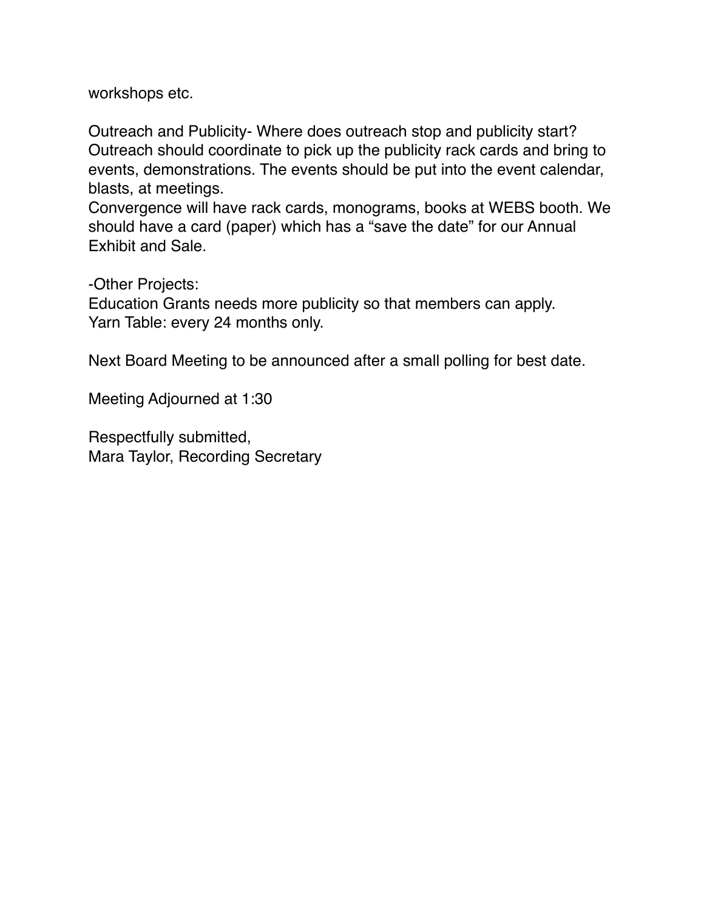workshops etc.

Outreach and Publicity- Where does outreach stop and publicity start? Outreach should coordinate to pick up the publicity rack cards and bring to events, demonstrations. The events should be put into the event calendar, blasts, at meetings.
Convergence will have rack cards, monograms, books at WEBS booth. We should have a card (paper) which has a "save the date" for our Annual Exhibit and Sale.

-Other Projects:
Education Grants needs more publicity so that members can apply.
Yarn Table: every 24 months only.

Next Board Meeting to be announced after a small polling for best date.

Meeting Adjourned at 1:30

Respectfully submitted,
Mara Taylor, Recording Secretary